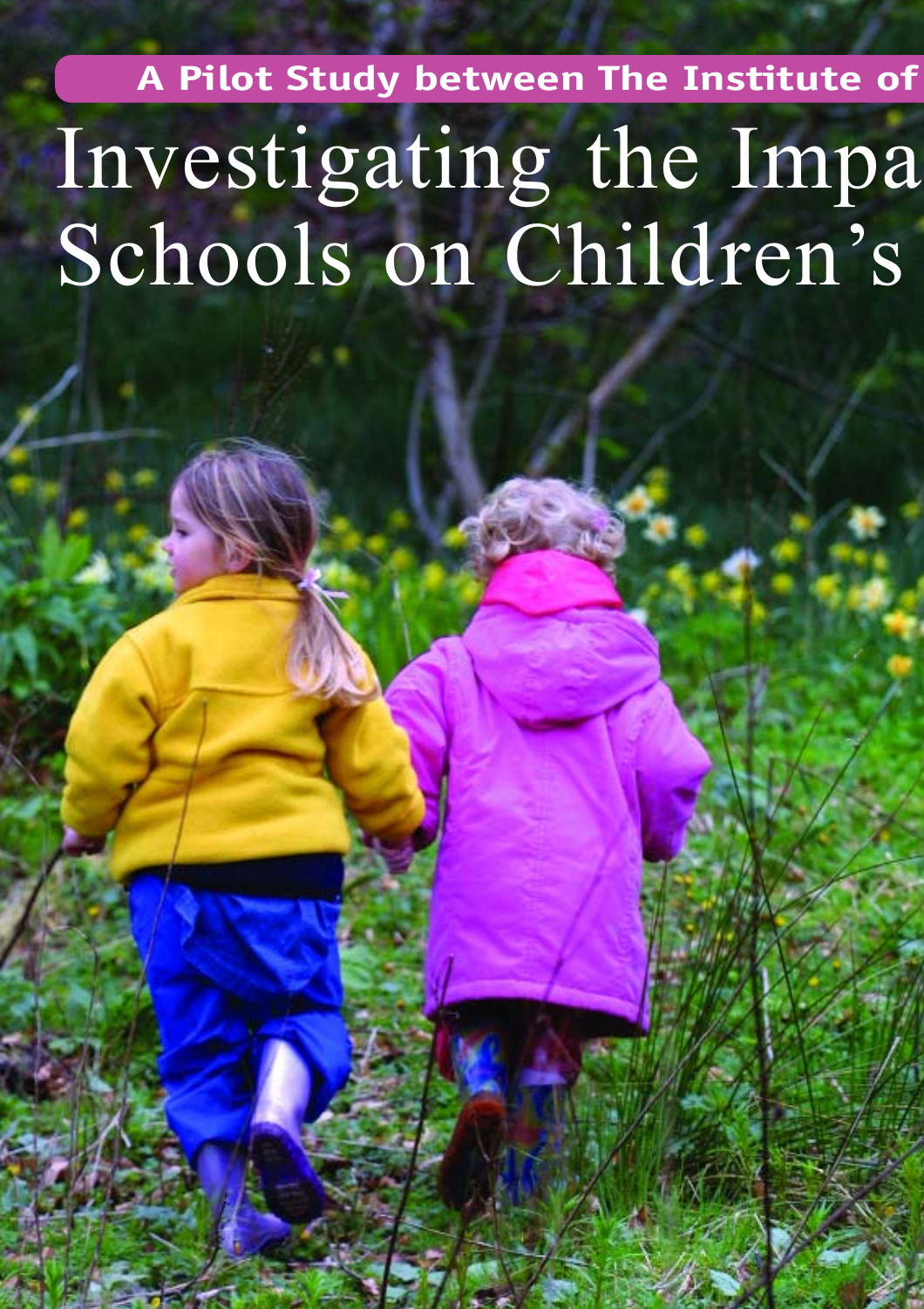**A Pilot Study between The Institute of**

# Investigating the Impa
# Schools on Children's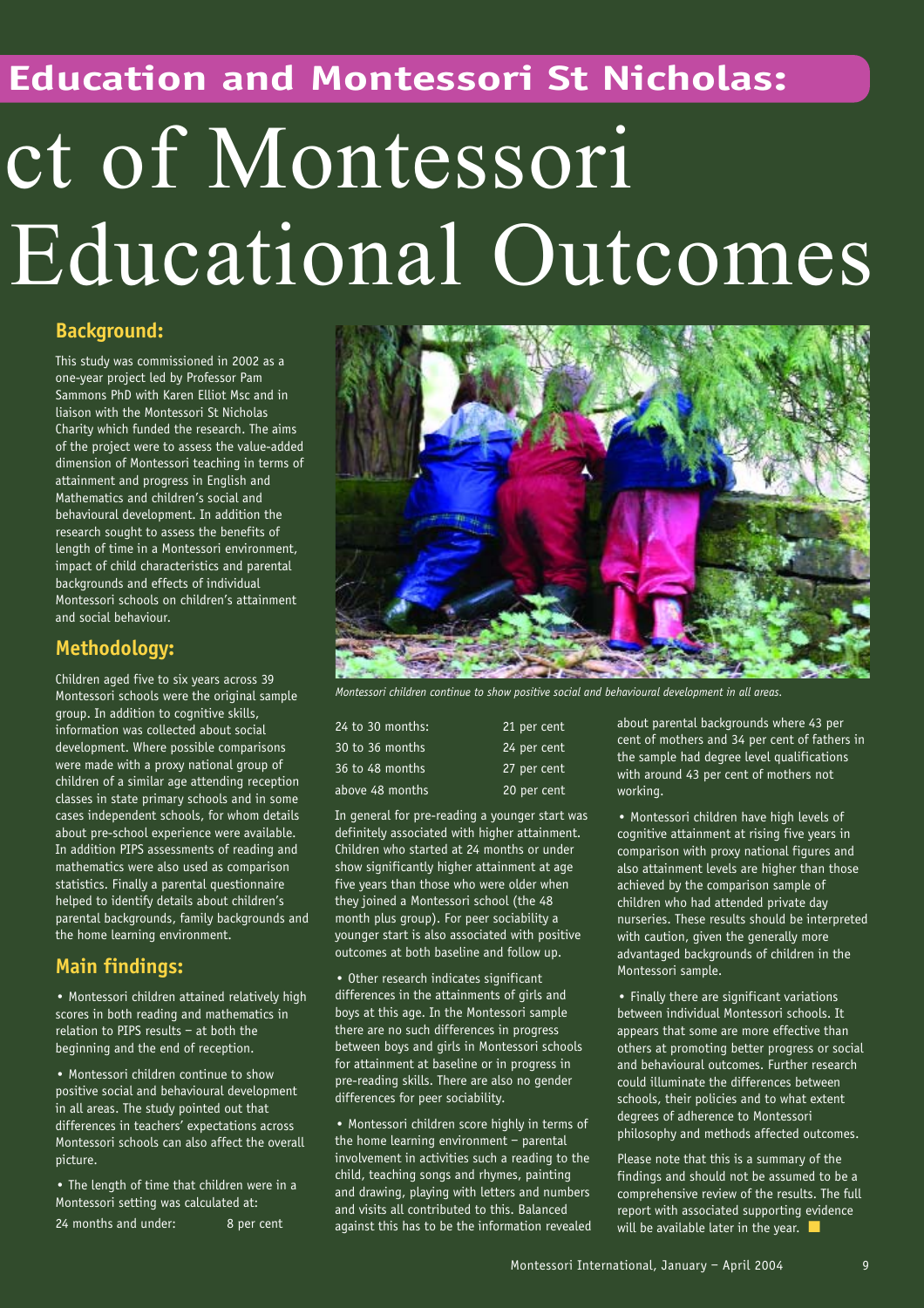## Education and Montessori St Nicholas:

# ct of Montessori Educational Outcomes

### Background:

This study was commissioned in 2002 as a one-year project led by Professor Pam Sammons PhD with Karen Elliot Msc and in liaison with the Montessori St Nicholas Charity which funded the research. The aims of the project were to assess the value-added dimension of Montessori teaching in terms of attainment and progress in English and Mathematics and children's social and behavioural development. In addition the research sought to assess the benefits of length of time in a Montessori environment, impact of child characteristics and parental backgrounds and effects of individual Montessori schools on children's attainment and social behaviour.

### Methodology:

Children aged five to six years across 39 Montessori schools were the original sample group. In addition to cognitive skills, information was collected about social development. Where possible comparisons were made with a proxy national group of children of a similar age attending reception classes in state primary schools and in some cases independent schools, for whom details about pre-school experience were available. In addition PIPS assessments of reading and mathematics were also used as comparison statistics. Finally a parental questionnaire helped to identify details about children's parental backgrounds, family backgrounds and the home learning environment.

### Main findings:

• Montessori children attained relatively high scores in both reading and mathematics in relation to PIPS results – at both the beginning and the end of reception.

• Montessori children continue to show positive social and behavioural development in all areas. The study pointed out that differences in teachers' expectations across Montessori schools can also affect the overall picture.

• The length of time that children were in a Montessori setting was calculated at:

| | |
|---|---|
| 24 months and under: | 8 per cent |
| 24 to 30 months: | 21 per cent |
| 30 to 36 months | 24 per cent |
| 36 to 48 months | 27 per cent |
| above 48 months | 20 per cent |

*Montessori children continue to show positive social and behavioural development in all areas.*

In general for pre-reading a younger start was definitely associated with higher attainment. Children who started at 24 months or under show significantly higher attainment at age five years than those who were older when they joined a Montessori school (the 48 month plus group). For peer sociability a younger start is also associated with positive outcomes at both baseline and follow up.

• Other research indicates significant differences in the attainments of girls and boys at this age. In the Montessori sample there are no such differences in progress between boys and girls in Montessori schools for attainment at baseline or in progress in pre-reading skills. There are also no gender differences for peer sociability.

• Montessori children score highly in terms of the home learning environment – parental involvement in activities such a reading to the child, teaching songs and rhymes, painting and drawing, playing with letters and numbers and visits all contributed to this. Balanced against this has to be the information revealed about parental backgrounds where 43 per cent of mothers and 34 per cent of fathers in the sample had degree level qualifications with around 43 per cent of mothers not working.

• Montessori children have high levels of cognitive attainment at rising five years in comparison with proxy national figures and also attainment levels are higher than those achieved by the comparison sample of children who had attended private day nurseries. These results should be interpreted with caution, given the generally more advantaged backgrounds of children in the Montessori sample.

• Finally there are significant variations between individual Montessori schools. It appears that some are more effective than others at promoting better progress or social and behavioural outcomes. Further research could illuminate the differences between schools, their policies and to what extent degrees of adherence to Montessori philosophy and methods affected outcomes.

Please note that this is a summary of the findings and should not be assumed to be a comprehensive review of the results. The full report with associated supporting evidence will be available later in the year.